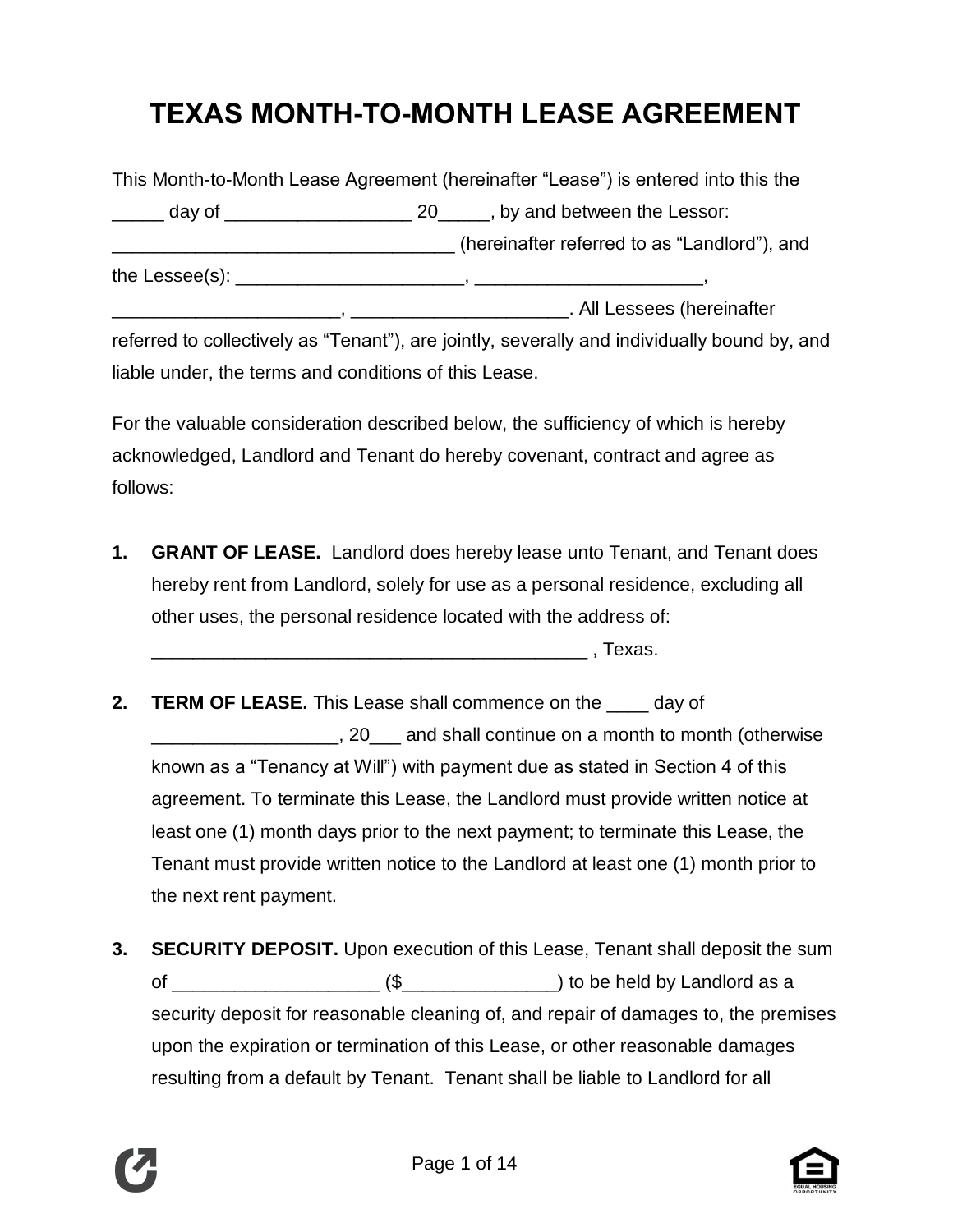# TEXAS MONTH-TO-MONTH LEASE AGREEMENT

This Month-to-Month Lease Agreement (hereinafter "Lease") is entered into this the _____ day of __________________ 20_____, by and between the Lessor: __________________________________ (hereinafter referred to as "Landlord"), and the Lessee(s): ______________________, ______________________, ______________________, _____________________. All Lessees (hereinafter referred to collectively as "Tenant"), are jointly, severally and individually bound by, and liable under, the terms and conditions of this Lease.

For the valuable consideration described below, the sufficiency of which is hereby acknowledged, Landlord and Tenant do hereby covenant, contract and agree as follows:

1. **GRANT OF LEASE.** Landlord does hereby lease unto Tenant, and Tenant does hereby rent from Landlord, solely for use as a personal residence, excluding all other uses, the personal residence located with the address of: ___________________________________________ , Texas.

2. **TERM OF LEASE.** This Lease shall commence on the ____ day of __________________, 20___ and shall continue on a month to month (otherwise known as a "Tenancy at Will") with payment due as stated in Section 4 of this agreement. To terminate this Lease, the Landlord must provide written notice at least one (1) month days prior to the next payment; to terminate this Lease, the Tenant must provide written notice to the Landlord at least one (1) month prior to the next rent payment.

3. **SECURITY DEPOSIT.** Upon execution of this Lease, Tenant shall deposit the sum of ____________________ ($_______________) to be held by Landlord as a security deposit for reasonable cleaning of, and repair of damages to, the premises upon the expiration or termination of this Lease, or other reasonable damages resulting from a default by Tenant. Tenant shall be liable to Landlord for all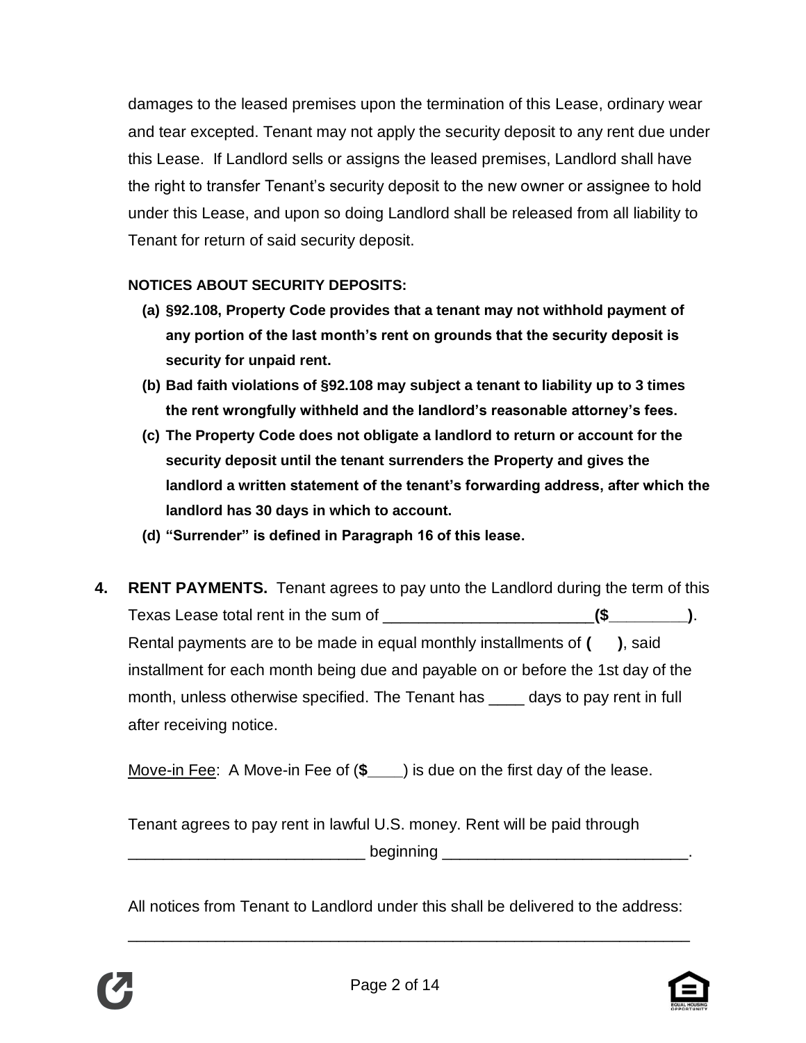damages to the leased premises upon the termination of this Lease, ordinary wear and tear excepted. Tenant may not apply the security deposit to any rent due under this Lease. If Landlord sells or assigns the leased premises, Landlord shall have the right to transfer Tenant's security deposit to the new owner or assignee to hold under this Lease, and upon so doing Landlord shall be released from all liability to Tenant for return of said security deposit.

**NOTICES ABOUT SECURITY DEPOSITS:**

**(a) §92.108, Property Code provides that a tenant may not withhold payment of any portion of the last month's rent on grounds that the security deposit is security for unpaid rent.**

**(b) Bad faith violations of §92.108 may subject a tenant to liability up to 3 times the rent wrongfully withheld and the landlord's reasonable attorney's fees.**

**(c) The Property Code does not obligate a landlord to return or account for the security deposit until the tenant surrenders the Property and gives the landlord a written statement of the tenant's forwarding address, after which the landlord has 30 days in which to account.**

**(d) "Surrender" is defined in Paragraph 16 of this lease.**

**4. RENT PAYMENTS.** Tenant agrees to pay unto the Landlord during the term of this Texas Lease total rent in the sum of ________________________ **($_________)**. Rental payments are to be made in equal monthly installments of **( )**, said installment for each month being due and payable on or before the 1st day of the month, unless otherwise specified. The Tenant has ____ days to pay rent in full after receiving notice.

Move-in Fee: A Move-in Fee of (**$**____) is due on the first day of the lease.

Tenant agrees to pay rent in lawful U.S. money. Rent will be paid through ___________________________ beginning ____________________________.

All notices from Tenant to Landlord under this shall be delivered to the address: ________________________________________________________________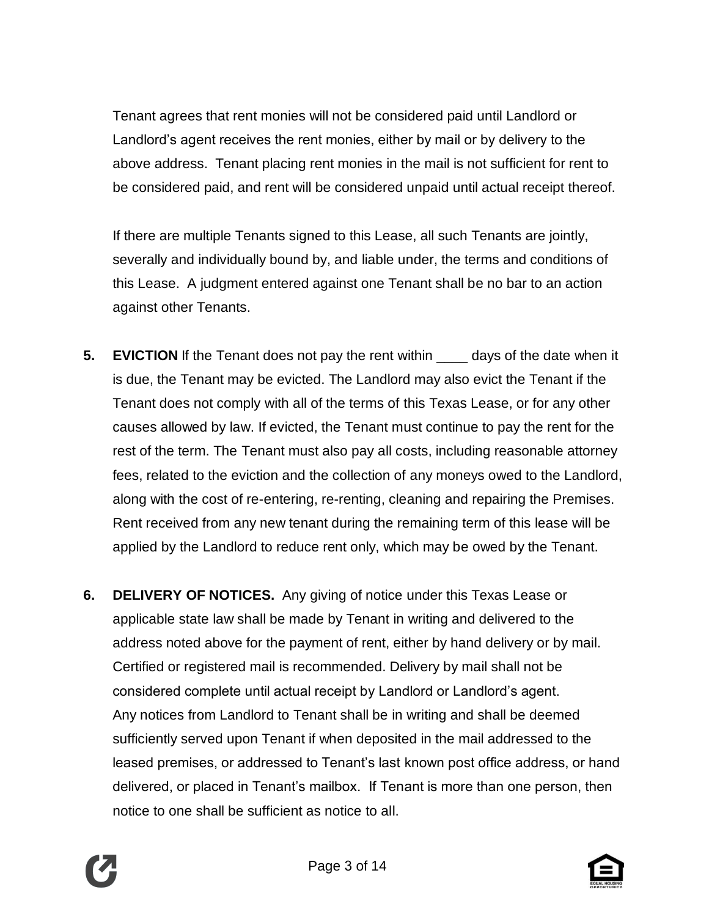Tenant agrees that rent monies will not be considered paid until Landlord or Landlord's agent receives the rent monies, either by mail or by delivery to the above address. Tenant placing rent monies in the mail is not sufficient for rent to be considered paid, and rent will be considered unpaid until actual receipt thereof.

If there are multiple Tenants signed to this Lease, all such Tenants are jointly, severally and individually bound by, and liable under, the terms and conditions of this Lease. A judgment entered against one Tenant shall be no bar to an action against other Tenants.

**5. EVICTION** If the Tenant does not pay the rent within ____ days of the date when it is due, the Tenant may be evicted. The Landlord may also evict the Tenant if the Tenant does not comply with all of the terms of this Texas Lease, or for any other causes allowed by law. If evicted, the Tenant must continue to pay the rent for the rest of the term. The Tenant must also pay all costs, including reasonable attorney fees, related to the eviction and the collection of any moneys owed to the Landlord, along with the cost of re-entering, re-renting, cleaning and repairing the Premises. Rent received from any new tenant during the remaining term of this lease will be applied by the Landlord to reduce rent only, which may be owed by the Tenant.

**6. DELIVERY OF NOTICES.** Any giving of notice under this Texas Lease or applicable state law shall be made by Tenant in writing and delivered to the address noted above for the payment of rent, either by hand delivery or by mail. Certified or registered mail is recommended. Delivery by mail shall not be considered complete until actual receipt by Landlord or Landlord's agent. Any notices from Landlord to Tenant shall be in writing and shall be deemed sufficiently served upon Tenant if when deposited in the mail addressed to the leased premises, or addressed to Tenant's last known post office address, or hand delivered, or placed in Tenant's mailbox. If Tenant is more than one person, then notice to one shall be sufficient as notice to all.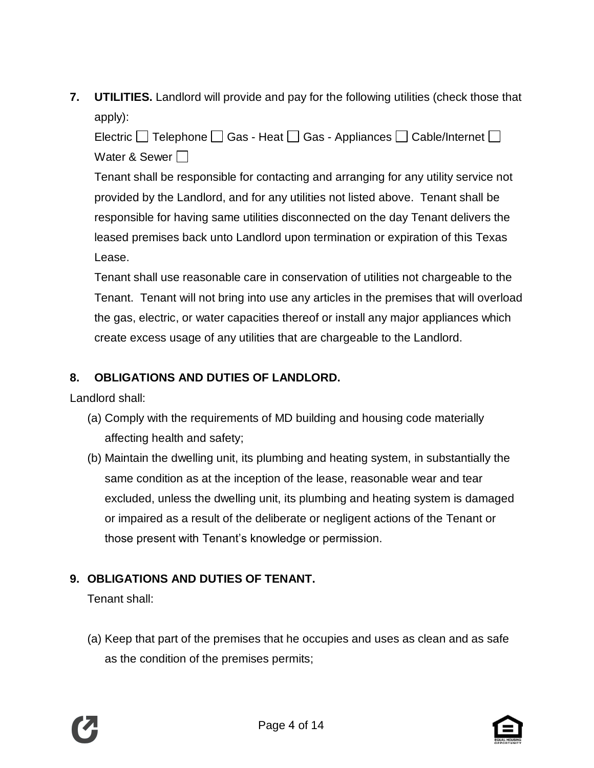**7. UTILITIES.** Landlord will provide and pay for the following utilities (check those that apply):

Electric ☐ Telephone ☐ Gas - Heat ☐ Gas - Appliances ☐ Cable/Internet ☐ Water & Sewer ☐

Tenant shall be responsible for contacting and arranging for any utility service not provided by the Landlord, and for any utilities not listed above. Tenant shall be responsible for having same utilities disconnected on the day Tenant delivers the leased premises back unto Landlord upon termination or expiration of this Texas Lease.

Tenant shall use reasonable care in conservation of utilities not chargeable to the Tenant. Tenant will not bring into use any articles in the premises that will overload the gas, electric, or water capacities thereof or install any major appliances which create excess usage of any utilities that are chargeable to the Landlord.

**8. OBLIGATIONS AND DUTIES OF LANDLORD.**

Landlord shall:

(a) Comply with the requirements of MD building and housing code materially affecting health and safety;

(b) Maintain the dwelling unit, its plumbing and heating system, in substantially the same condition as at the inception of the lease, reasonable wear and tear excluded, unless the dwelling unit, its plumbing and heating system is damaged or impaired as a result of the deliberate or negligent actions of the Tenant or those present with Tenant's knowledge or permission.

**9. OBLIGATIONS AND DUTIES OF TENANT.**

Tenant shall:

(a) Keep that part of the premises that he occupies and uses as clean and as safe as the condition of the premises permits;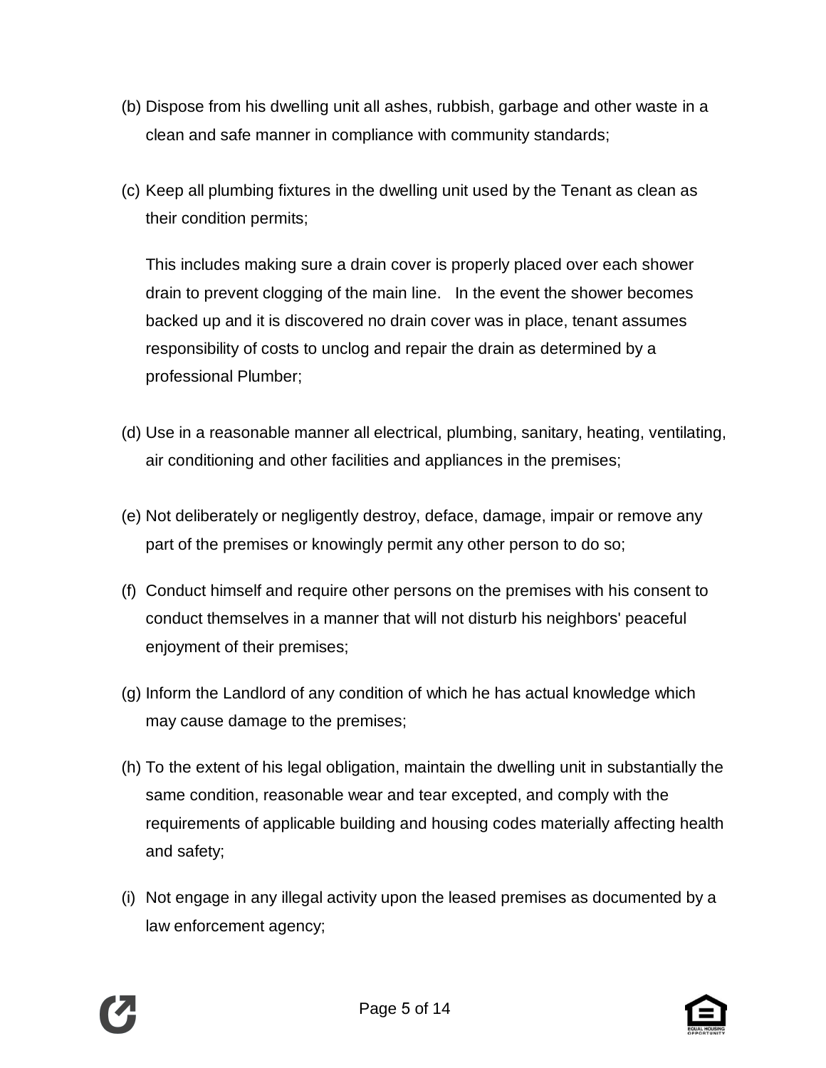(b) Dispose from his dwelling unit all ashes, rubbish, garbage and other waste in a clean and safe manner in compliance with community standards;

(c) Keep all plumbing fixtures in the dwelling unit used by the Tenant as clean as their condition permits;

This includes making sure a drain cover is properly placed over each shower drain to prevent clogging of the main line. In the event the shower becomes backed up and it is discovered no drain cover was in place, tenant assumes responsibility of costs to unclog and repair the drain as determined by a professional Plumber;

(d) Use in a reasonable manner all electrical, plumbing, sanitary, heating, ventilating, air conditioning and other facilities and appliances in the premises;

(e) Not deliberately or negligently destroy, deface, damage, impair or remove any part of the premises or knowingly permit any other person to do so;

(f) Conduct himself and require other persons on the premises with his consent to conduct themselves in a manner that will not disturb his neighbors' peaceful enjoyment of their premises;

(g) Inform the Landlord of any condition of which he has actual knowledge which may cause damage to the premises;

(h) To the extent of his legal obligation, maintain the dwelling unit in substantially the same condition, reasonable wear and tear excepted, and comply with the requirements of applicable building and housing codes materially affecting health and safety;

(i) Not engage in any illegal activity upon the leased premises as documented by a law enforcement agency;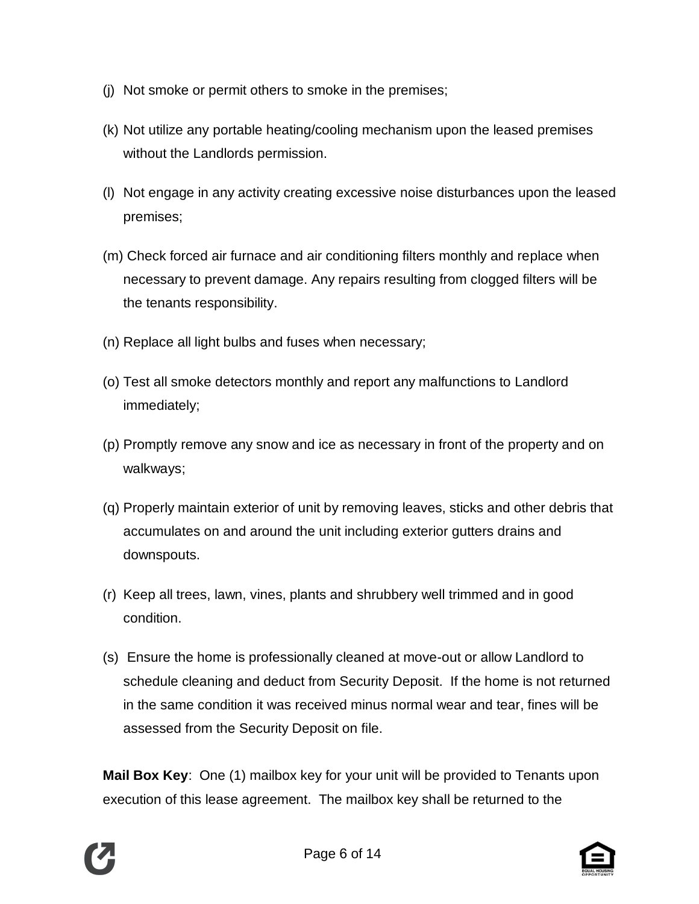(j) Not smoke or permit others to smoke in the premises;

(k) Not utilize any portable heating/cooling mechanism upon the leased premises without the Landlords permission.

(l) Not engage in any activity creating excessive noise disturbances upon the leased premises;

(m) Check forced air furnace and air conditioning filters monthly and replace when necessary to prevent damage. Any repairs resulting from clogged filters will be the tenants responsibility.

(n) Replace all light bulbs and fuses when necessary;

(o) Test all smoke detectors monthly and report any malfunctions to Landlord immediately;

(p) Promptly remove any snow and ice as necessary in front of the property and on walkways;

(q) Properly maintain exterior of unit by removing leaves, sticks and other debris that accumulates on and around the unit including exterior gutters drains and downspouts.

(r) Keep all trees, lawn, vines, plants and shrubbery well trimmed and in good condition.

(s) Ensure the home is professionally cleaned at move-out or allow Landlord to schedule cleaning and deduct from Security Deposit. If the home is not returned in the same condition it was received minus normal wear and tear, fines will be assessed from the Security Deposit on file.

**Mail Box Key**: One (1) mailbox key for your unit will be provided to Tenants upon execution of this lease agreement. The mailbox key shall be returned to the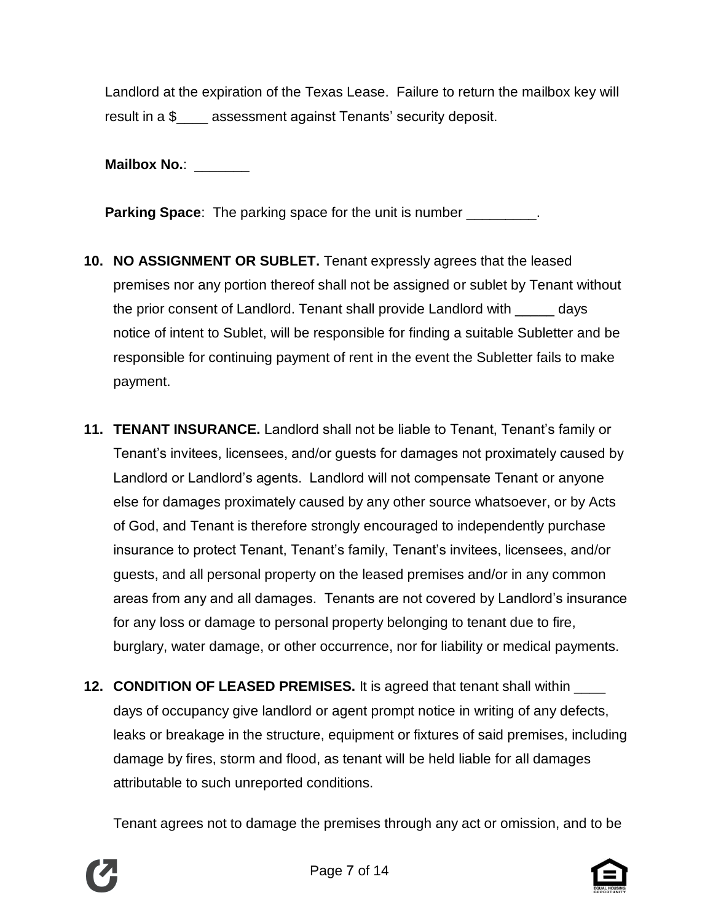Landlord at the expiration of the Texas Lease. Failure to return the mailbox key will result in a $____ assessment against Tenants' security deposit.

**Mailbox No.**: _______

**Parking Space**: The parking space for the unit is number _________.

10. **NO ASSIGNMENT OR SUBLET.** Tenant expressly agrees that the leased premises nor any portion thereof shall not be assigned or sublet by Tenant without the prior consent of Landlord. Tenant shall provide Landlord with _____ days notice of intent to Sublet, will be responsible for finding a suitable Subletter and be responsible for continuing payment of rent in the event the Subletter fails to make payment.

11. **TENANT INSURANCE.** Landlord shall not be liable to Tenant, Tenant's family or Tenant's invitees, licensees, and/or guests for damages not proximately caused by Landlord or Landlord's agents. Landlord will not compensate Tenant or anyone else for damages proximately caused by any other source whatsoever, or by Acts of God, and Tenant is therefore strongly encouraged to independently purchase insurance to protect Tenant, Tenant's family, Tenant's invitees, licensees, and/or guests, and all personal property on the leased premises and/or in any common areas from any and all damages. Tenants are not covered by Landlord's insurance for any loss or damage to personal property belonging to tenant due to fire, burglary, water damage, or other occurrence, nor for liability or medical payments.

12. **CONDITION OF LEASED PREMISES.** It is agreed that tenant shall within ____ days of occupancy give landlord or agent prompt notice in writing of any defects, leaks or breakage in the structure, equipment or fixtures of said premises, including damage by fires, storm and flood, as tenant will be held liable for all damages attributable to such unreported conditions.

    Tenant agrees not to damage the premises through any act or omission, and to be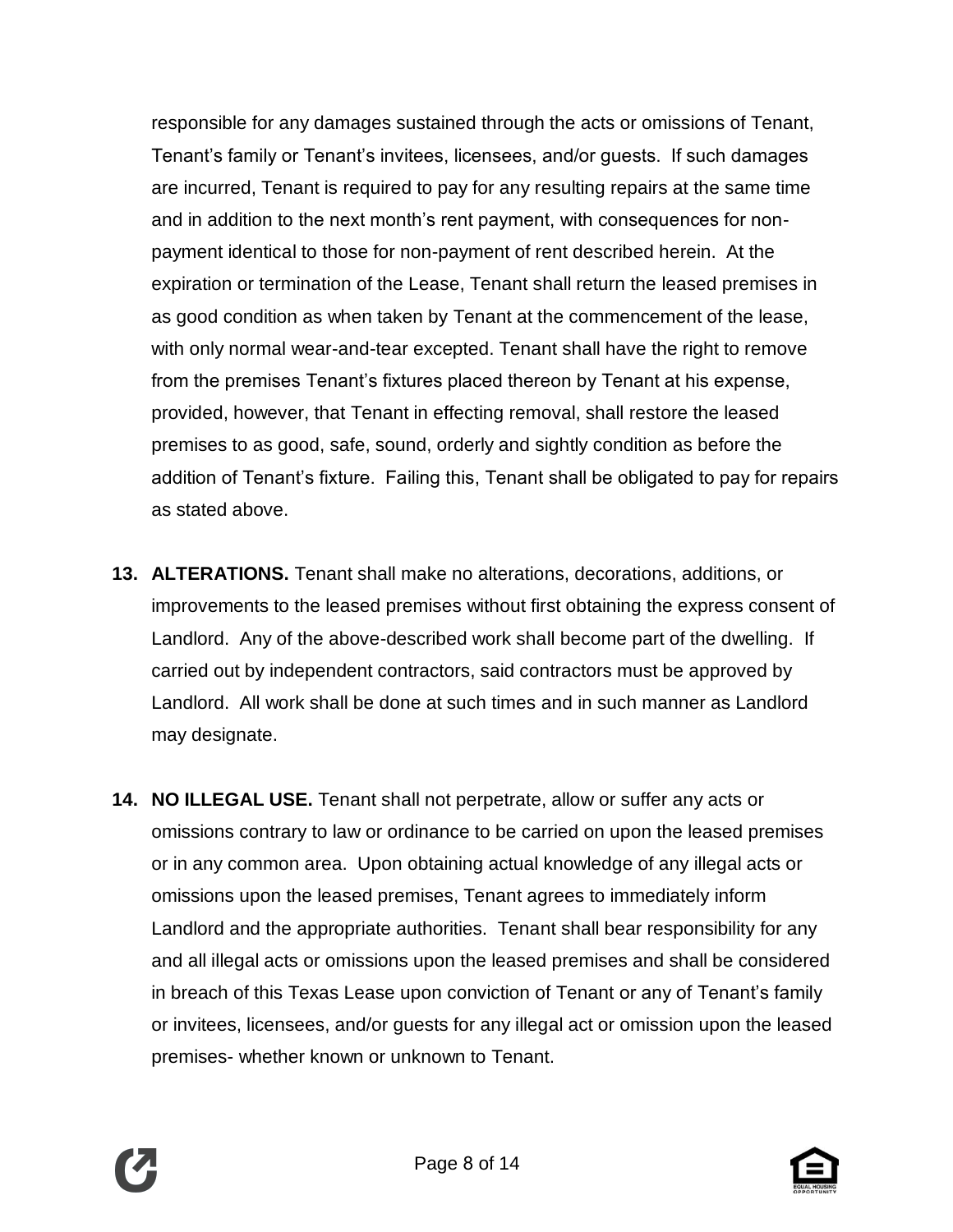responsible for any damages sustained through the acts or omissions of Tenant, Tenant's family or Tenant's invitees, licensees, and/or guests. If such damages are incurred, Tenant is required to pay for any resulting repairs at the same time and in addition to the next month's rent payment, with consequences for non-payment identical to those for non-payment of rent described herein. At the expiration or termination of the Lease, Tenant shall return the leased premises in as good condition as when taken by Tenant at the commencement of the lease, with only normal wear-and-tear excepted. Tenant shall have the right to remove from the premises Tenant's fixtures placed thereon by Tenant at his expense, provided, however, that Tenant in effecting removal, shall restore the leased premises to as good, safe, sound, orderly and sightly condition as before the addition of Tenant's fixture. Failing this, Tenant shall be obligated to pay for repairs as stated above.

13. **ALTERATIONS.** Tenant shall make no alterations, decorations, additions, or improvements to the leased premises without first obtaining the express consent of Landlord. Any of the above-described work shall become part of the dwelling. If carried out by independent contractors, said contractors must be approved by Landlord. All work shall be done at such times and in such manner as Landlord may designate.

14. **NO ILLEGAL USE.** Tenant shall not perpetrate, allow or suffer any acts or omissions contrary to law or ordinance to be carried on upon the leased premises or in any common area. Upon obtaining actual knowledge of any illegal acts or omissions upon the leased premises, Tenant agrees to immediately inform Landlord and the appropriate authorities. Tenant shall bear responsibility for any and all illegal acts or omissions upon the leased premises and shall be considered in breach of this Texas Lease upon conviction of Tenant or any of Tenant's family or invitees, licensees, and/or guests for any illegal act or omission upon the leased premises- whether known or unknown to Tenant.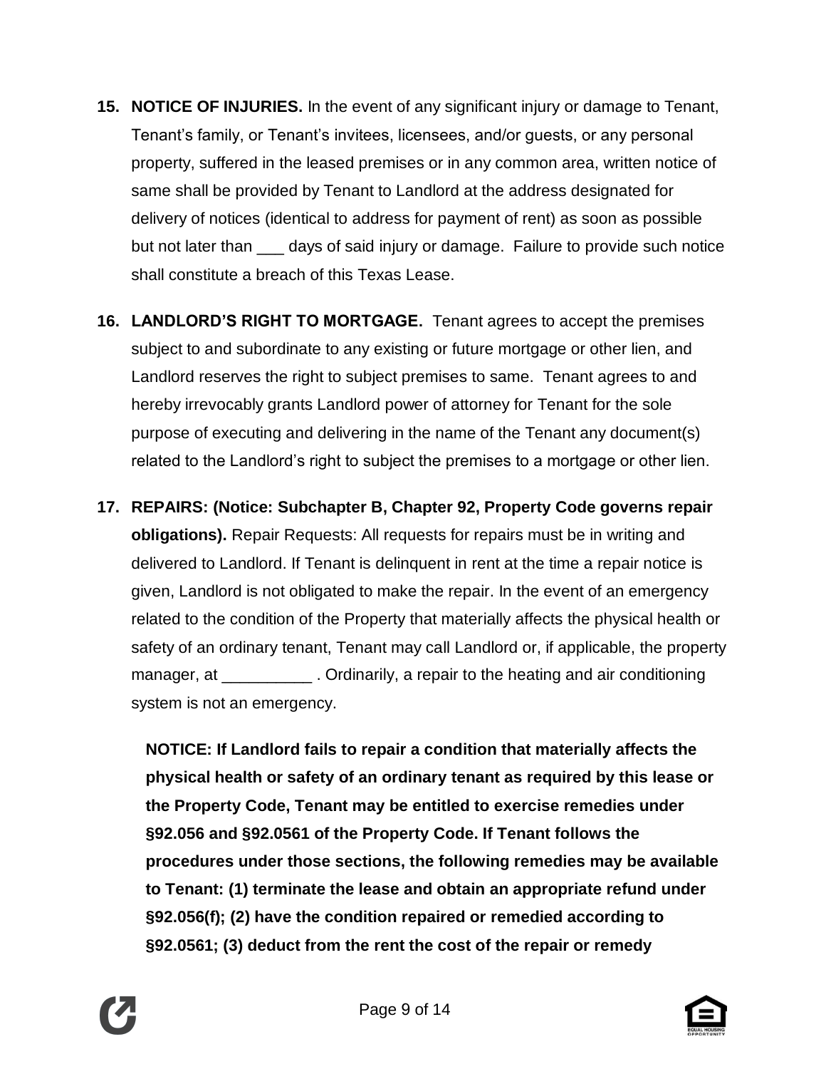15. **NOTICE OF INJURIES.** In the event of any significant injury or damage to Tenant, Tenant's family, or Tenant's invitees, licensees, and/or guests, or any personal property, suffered in the leased premises or in any common area, written notice of same shall be provided by Tenant to Landlord at the address designated for delivery of notices (identical to address for payment of rent) as soon as possible but not later than ___ days of said injury or damage. Failure to provide such notice shall constitute a breach of this Texas Lease.

16. **LANDLORD'S RIGHT TO MORTGAGE.** Tenant agrees to accept the premises subject to and subordinate to any existing or future mortgage or other lien, and Landlord reserves the right to subject premises to same. Tenant agrees to and hereby irrevocably grants Landlord power of attorney for Tenant for the sole purpose of executing and delivering in the name of the Tenant any document(s) related to the Landlord's right to subject the premises to a mortgage or other lien.

17. **REPAIRS: (Notice: Subchapter B, Chapter 92, Property Code governs repair obligations).** Repair Requests: All requests for repairs must be in writing and delivered to Landlord. If Tenant is delinquent in rent at the time a repair notice is given, Landlord is not obligated to make the repair. In the event of an emergency related to the condition of the Property that materially affects the physical health or safety of an ordinary tenant, Tenant may call Landlord or, if applicable, the property manager, at __________ . Ordinarily, a repair to the heating and air conditioning system is not an emergency.

    **NOTICE: If Landlord fails to repair a condition that materially affects the physical health or safety of an ordinary tenant as required by this lease or the Property Code, Tenant may be entitled to exercise remedies under §92.056 and §92.0561 of the Property Code. If Tenant follows the procedures under those sections, the following remedies may be available to Tenant: (1) terminate the lease and obtain an appropriate refund under §92.056(f); (2) have the condition repaired or remedied according to §92.0561; (3) deduct from the rent the cost of the repair or remedy**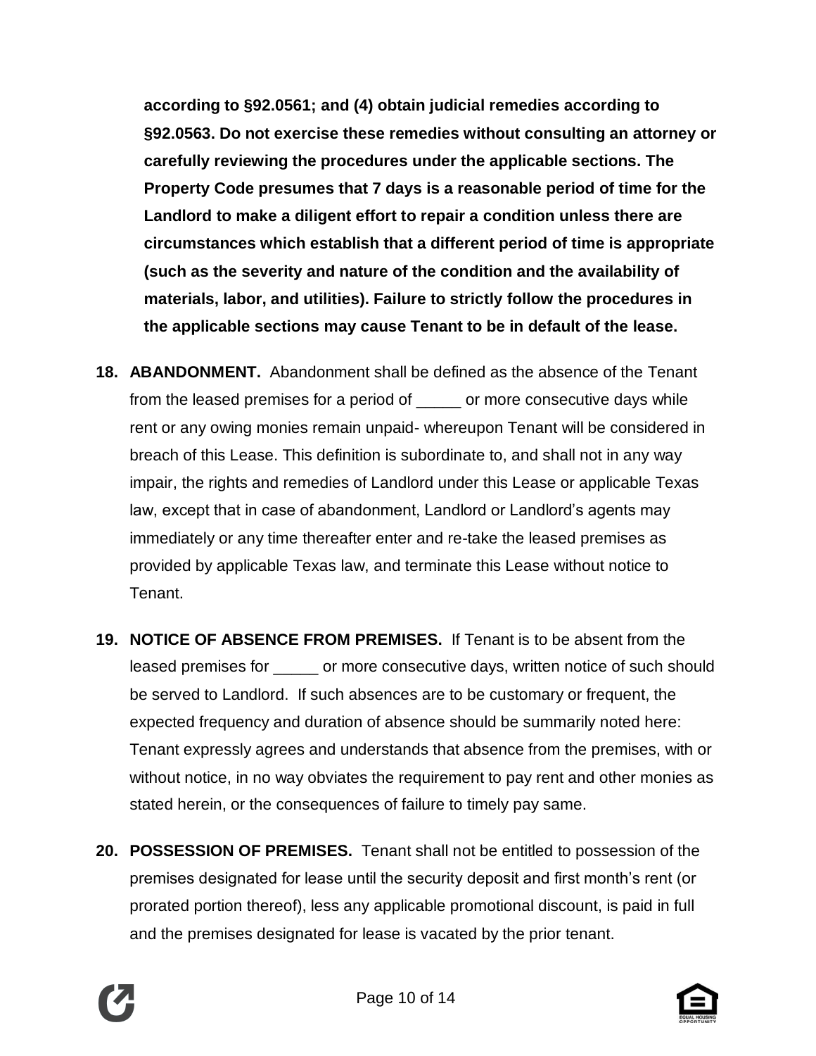**according to §92.0561; and (4) obtain judicial remedies according to §92.0563. Do not exercise these remedies without consulting an attorney or carefully reviewing the procedures under the applicable sections. The Property Code presumes that 7 days is a reasonable period of time for the Landlord to make a diligent effort to repair a condition unless there are circumstances which establish that a different period of time is appropriate (such as the severity and nature of the condition and the availability of materials, labor, and utilities). Failure to strictly follow the procedures in the applicable sections may cause Tenant to be in default of the lease.**

18. **ABANDONMENT.** Abandonment shall be defined as the absence of the Tenant from the leased premises for a period of _____ or more consecutive days while rent or any owing monies remain unpaid- whereupon Tenant will be considered in breach of this Lease. This definition is subordinate to, and shall not in any way impair, the rights and remedies of Landlord under this Lease or applicable Texas law, except that in case of abandonment, Landlord or Landlord's agents may immediately or any time thereafter enter and re-take the leased premises as provided by applicable Texas law, and terminate this Lease without notice to Tenant.

19. **NOTICE OF ABSENCE FROM PREMISES.** If Tenant is to be absent from the leased premises for _____ or more consecutive days, written notice of such should be served to Landlord. If such absences are to be customary or frequent, the expected frequency and duration of absence should be summarily noted here: Tenant expressly agrees and understands that absence from the premises, with or without notice, in no way obviates the requirement to pay rent and other monies as stated herein, or the consequences of failure to timely pay same.

20. **POSSESSION OF PREMISES.** Tenant shall not be entitled to possession of the premises designated for lease until the security deposit and first month's rent (or prorated portion thereof), less any applicable promotional discount, is paid in full and the premises designated for lease is vacated by the prior tenant.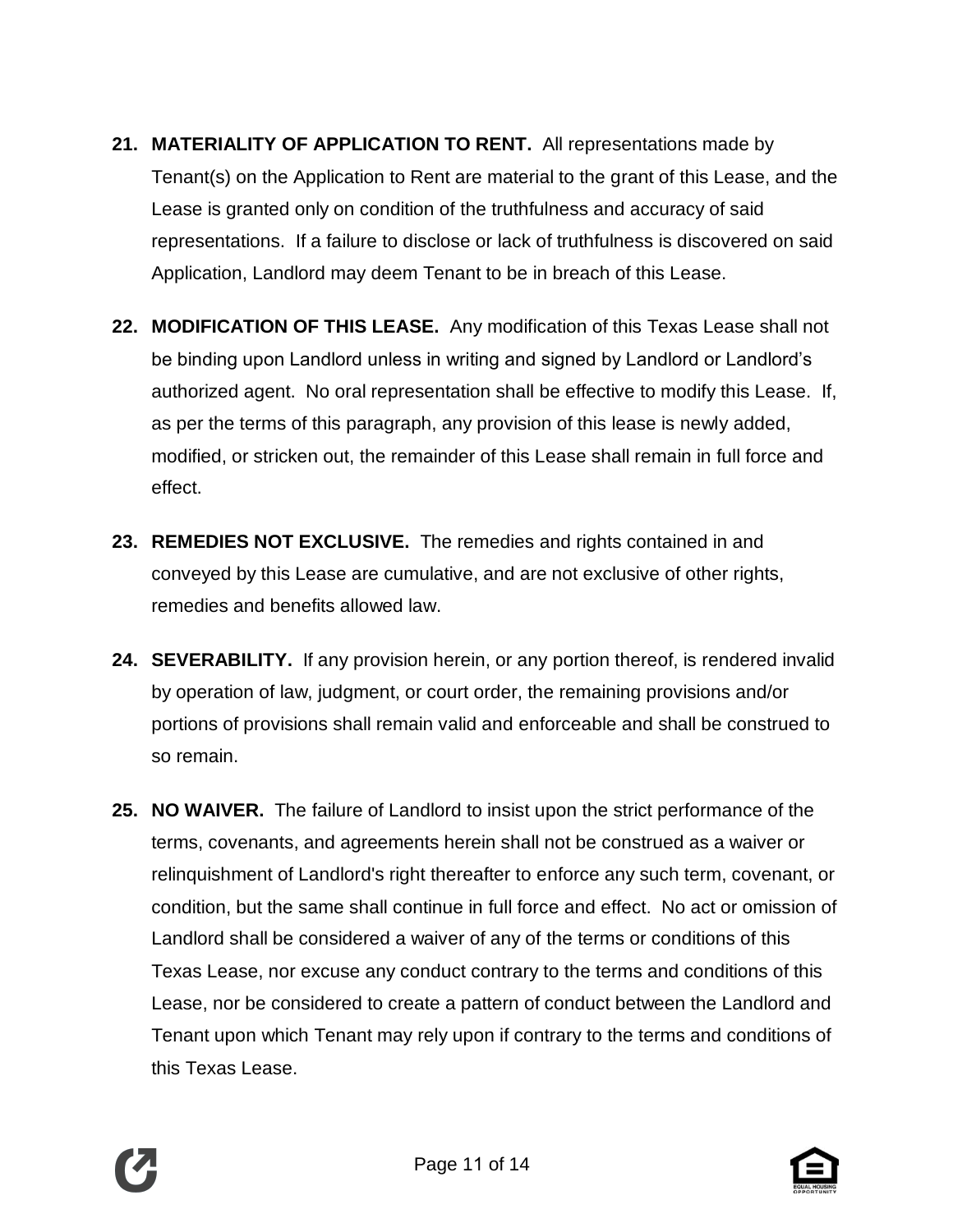**21. MATERIALITY OF APPLICATION TO RENT.** All representations made by Tenant(s) on the Application to Rent are material to the grant of this Lease, and the Lease is granted only on condition of the truthfulness and accuracy of said representations. If a failure to disclose or lack of truthfulness is discovered on said Application, Landlord may deem Tenant to be in breach of this Lease.

**22. MODIFICATION OF THIS LEASE.** Any modification of this Texas Lease shall not be binding upon Landlord unless in writing and signed by Landlord or Landlord's authorized agent. No oral representation shall be effective to modify this Lease. If, as per the terms of this paragraph, any provision of this lease is newly added, modified, or stricken out, the remainder of this Lease shall remain in full force and effect.

**23. REMEDIES NOT EXCLUSIVE.** The remedies and rights contained in and conveyed by this Lease are cumulative, and are not exclusive of other rights, remedies and benefits allowed law.

**24. SEVERABILITY.** If any provision herein, or any portion thereof, is rendered invalid by operation of law, judgment, or court order, the remaining provisions and/or portions of provisions shall remain valid and enforceable and shall be construed to so remain.

**25. NO WAIVER.** The failure of Landlord to insist upon the strict performance of the terms, covenants, and agreements herein shall not be construed as a waiver or relinquishment of Landlord's right thereafter to enforce any such term, covenant, or condition, but the same shall continue in full force and effect. No act or omission of Landlord shall be considered a waiver of any of the terms or conditions of this Texas Lease, nor excuse any conduct contrary to the terms and conditions of this Lease, nor be considered to create a pattern of conduct between the Landlord and Tenant upon which Tenant may rely upon if contrary to the terms and conditions of this Texas Lease.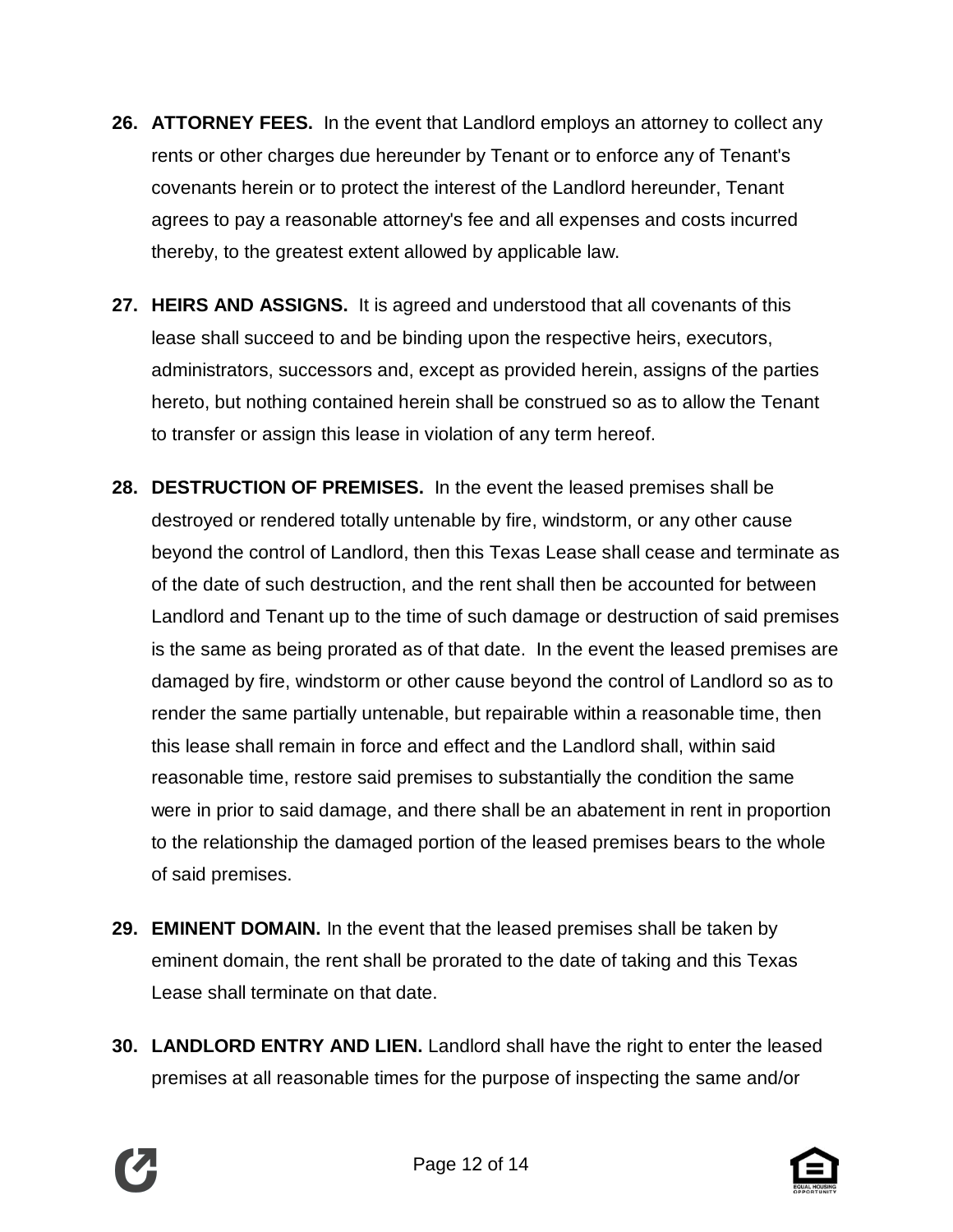**26. ATTORNEY FEES.** In the event that Landlord employs an attorney to collect any rents or other charges due hereunder by Tenant or to enforce any of Tenant's covenants herein or to protect the interest of the Landlord hereunder, Tenant agrees to pay a reasonable attorney's fee and all expenses and costs incurred thereby, to the greatest extent allowed by applicable law.

**27. HEIRS AND ASSIGNS.** It is agreed and understood that all covenants of this lease shall succeed to and be binding upon the respective heirs, executors, administrators, successors and, except as provided herein, assigns of the parties hereto, but nothing contained herein shall be construed so as to allow the Tenant to transfer or assign this lease in violation of any term hereof.

**28. DESTRUCTION OF PREMISES.** In the event the leased premises shall be destroyed or rendered totally untenable by fire, windstorm, or any other cause beyond the control of Landlord, then this Texas Lease shall cease and terminate as of the date of such destruction, and the rent shall then be accounted for between Landlord and Tenant up to the time of such damage or destruction of said premises is the same as being prorated as of that date. In the event the leased premises are damaged by fire, windstorm or other cause beyond the control of Landlord so as to render the same partially untenable, but repairable within a reasonable time, then this lease shall remain in force and effect and the Landlord shall, within said reasonable time, restore said premises to substantially the condition the same were in prior to said damage, and there shall be an abatement in rent in proportion to the relationship the damaged portion of the leased premises bears to the whole of said premises.

**29. EMINENT DOMAIN.** In the event that the leased premises shall be taken by eminent domain, the rent shall be prorated to the date of taking and this Texas Lease shall terminate on that date.

**30. LANDLORD ENTRY AND LIEN.** Landlord shall have the right to enter the leased premises at all reasonable times for the purpose of inspecting the same and/or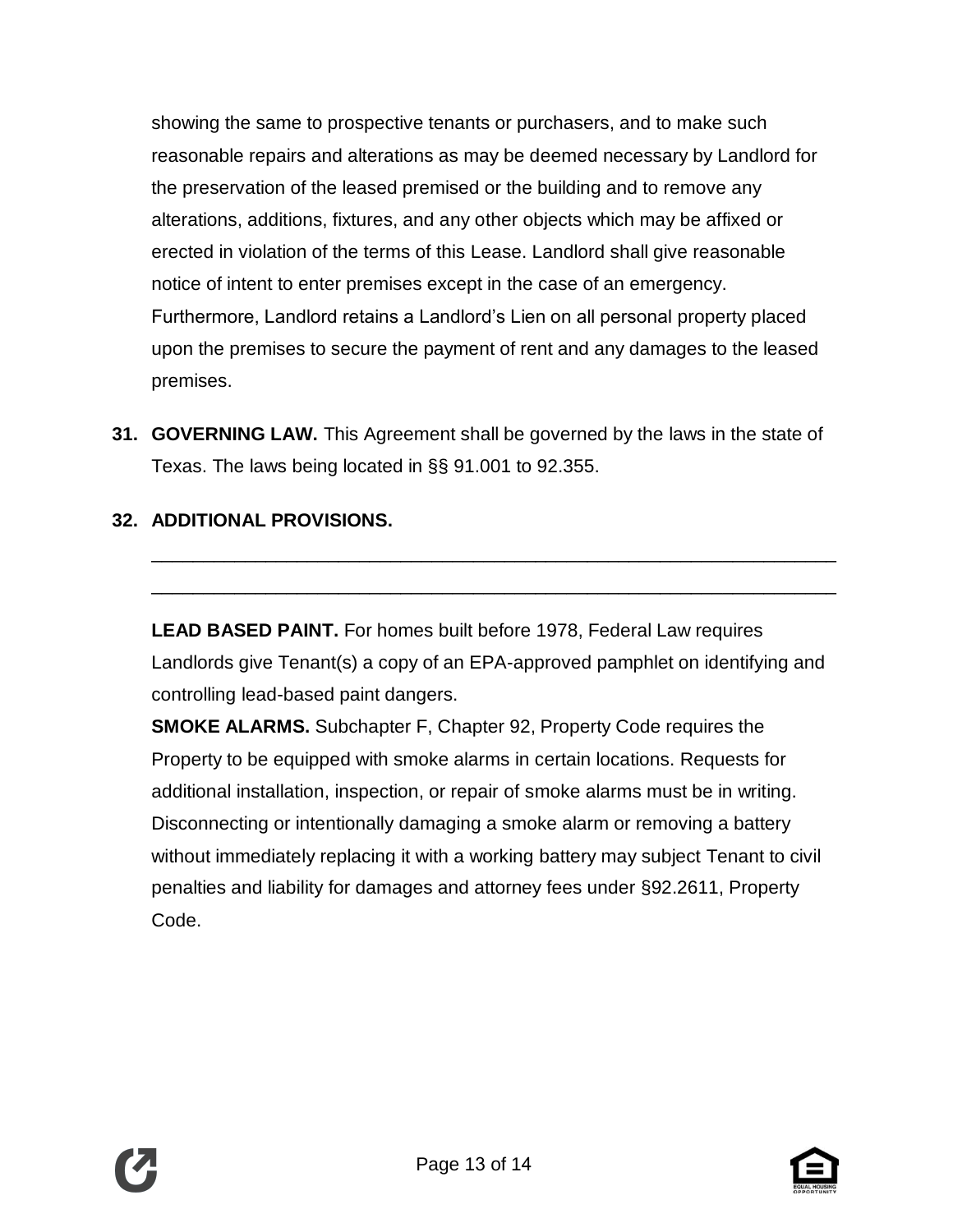showing the same to prospective tenants or purchasers, and to make such reasonable repairs and alterations as may be deemed necessary by Landlord for the preservation of the leased premised or the building and to remove any alterations, additions, fixtures, and any other objects which may be affixed or erected in violation of the terms of this Lease. Landlord shall give reasonable notice of intent to enter premises except in the case of an emergency. Furthermore, Landlord retains a Landlord's Lien on all personal property placed upon the premises to secure the payment of rent and any damages to the leased premises.

**31. GOVERNING LAW.** This Agreement shall be governed by the laws in the state of Texas. The laws being located in §§ 91.001 to 92.355.

**32. ADDITIONAL PROVISIONS.**

\_\_\_\_\_\_\_\_\_\_\_\_\_\_\_\_\_\_\_\_\_\_\_\_\_\_\_\_\_\_\_\_\_\_\_\_\_\_\_\_\_\_\_\_\_\_\_\_\_\_\_\_\_\_\_\_\_\_\_\_\_\_\_\_

\_\_\_\_\_\_\_\_\_\_\_\_\_\_\_\_\_\_\_\_\_\_\_\_\_\_\_\_\_\_\_\_\_\_\_\_\_\_\_\_\_\_\_\_\_\_\_\_\_\_\_\_\_\_\_\_\_\_\_\_\_\_\_\_

**LEAD BASED PAINT.** For homes built before 1978, Federal Law requires Landlords give Tenant(s) a copy of an EPA-approved pamphlet on identifying and controlling lead-based paint dangers.

**SMOKE ALARMS.** Subchapter F, Chapter 92, Property Code requires the Property to be equipped with smoke alarms in certain locations. Requests for additional installation, inspection, or repair of smoke alarms must be in writing. Disconnecting or intentionally damaging a smoke alarm or removing a battery without immediately replacing it with a working battery may subject Tenant to civil penalties and liability for damages and attorney fees under §92.2611, Property Code.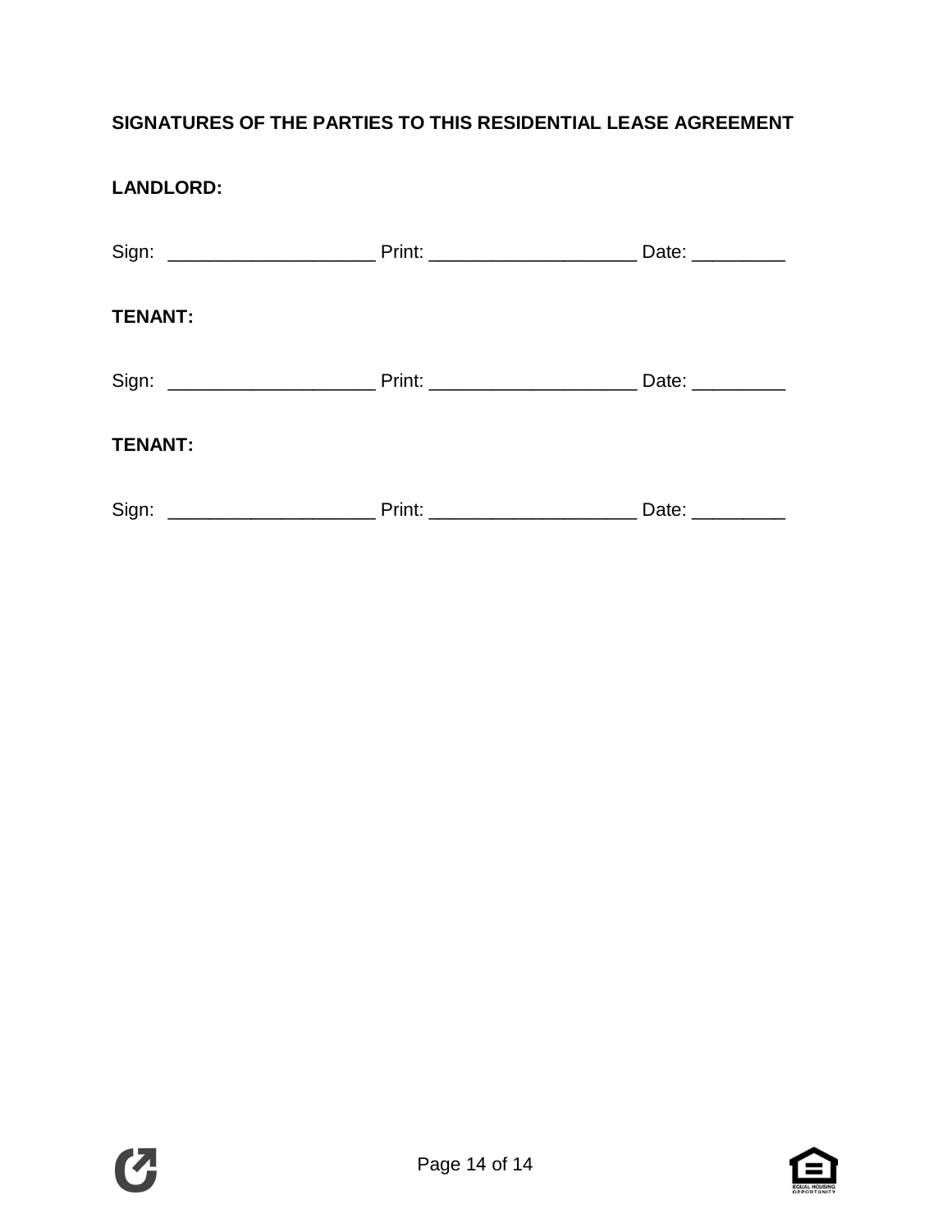**SIGNATURES OF THE PARTIES TO THIS RESIDENTIAL LEASE AGREEMENT**

**LANDLORD:**

Sign: ____________________ Print: ____________________ Date: _________

**TENANT:**

Sign: ____________________ Print: ____________________ Date: _________

**TENANT:**

Sign: ____________________ Print: ____________________ Date: _________